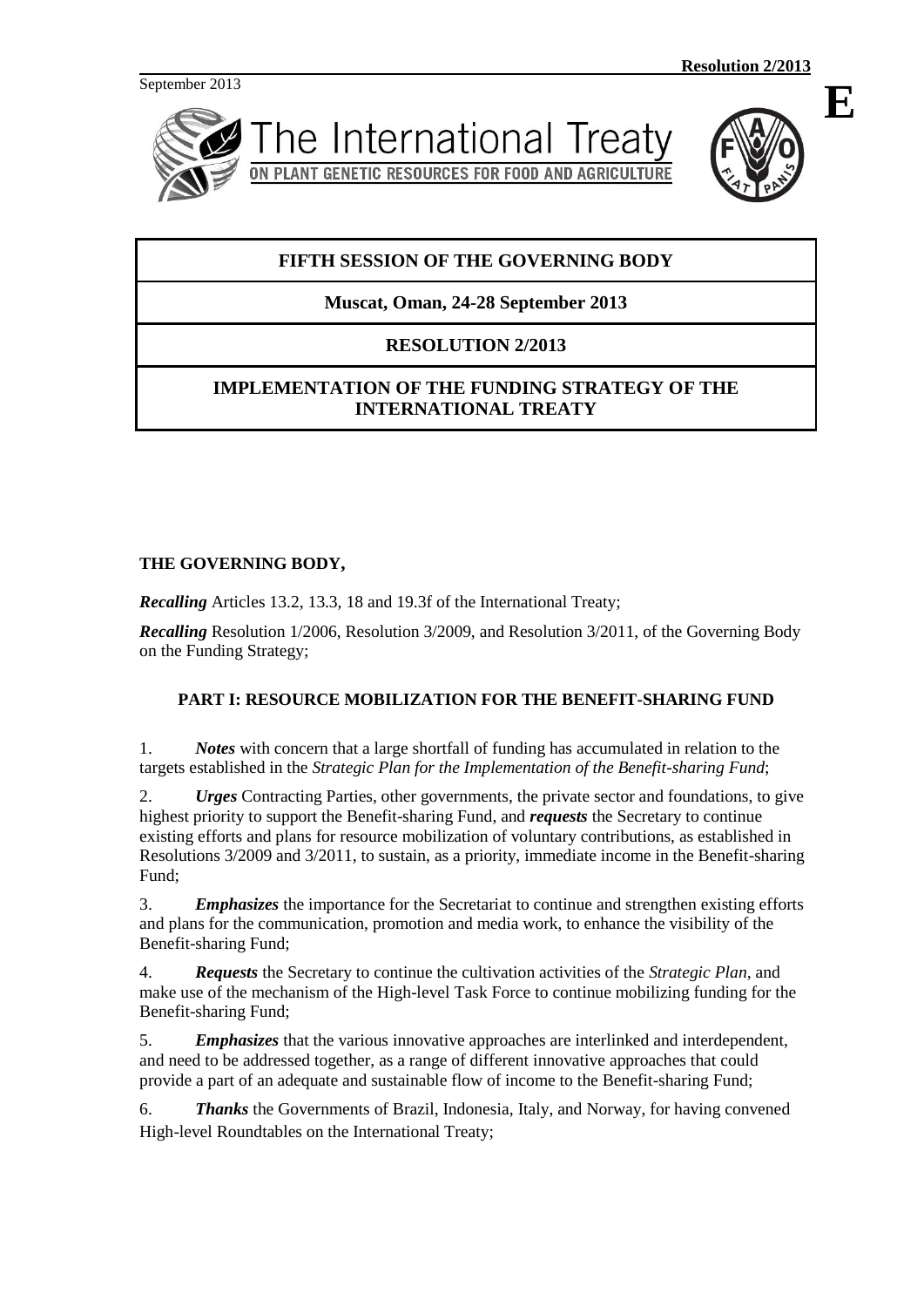September 2013

**Resolution 2/2013**

**E**

The International Treaty
ON PLANT GENETIC RESOURCES FOR FOOD AND AGRICULTURE

# FIFTH SESSION OF THE GOVERNING BODY

## Muscat, Oman, 24-28 September 2013

## RESOLUTION 2/2013

## IMPLEMENTATION OF THE FUNDING STRATEGY OF THE INTERNATIONAL TREATY

**THE GOVERNING BODY,**

***Recalling*** Articles 13.2, 13.3, 18 and 19.3f of the International Treaty;

***Recalling*** Resolution 1/2006, Resolution 3/2009, and Resolution 3/2011, of the Governing Body on the Funding Strategy;

### PART I: RESOURCE MOBILIZATION FOR THE BENEFIT-SHARING FUND

1. ***Notes*** with concern that a large shortfall of funding has accumulated in relation to the targets established in the *Strategic Plan for the Implementation of the Benefit-sharing Fund*;

2. ***Urges*** Contracting Parties, other governments, the private sector and foundations, to give highest priority to support the Benefit-sharing Fund, and ***requests*** the Secretary to continue existing efforts and plans for resource mobilization of voluntary contributions, as established in Resolutions 3/2009 and 3/2011, to sustain, as a priority, immediate income in the Benefit-sharing Fund;

3. ***Emphasizes*** the importance for the Secretariat to continue and strengthen existing efforts and plans for the communication, promotion and media work, to enhance the visibility of the Benefit-sharing Fund;

4. ***Requests*** the Secretary to continue the cultivation activities of the *Strategic Plan*, and make use of the mechanism of the High-level Task Force to continue mobilizing funding for the Benefit-sharing Fund;

5. ***Emphasizes*** that the various innovative approaches are interlinked and interdependent, and need to be addressed together, as a range of different innovative approaches that could provide a part of an adequate and sustainable flow of income to the Benefit-sharing Fund;

6. ***Thanks*** the Governments of Brazil, Indonesia, Italy, and Norway, for having convened High-level Roundtables on the International Treaty;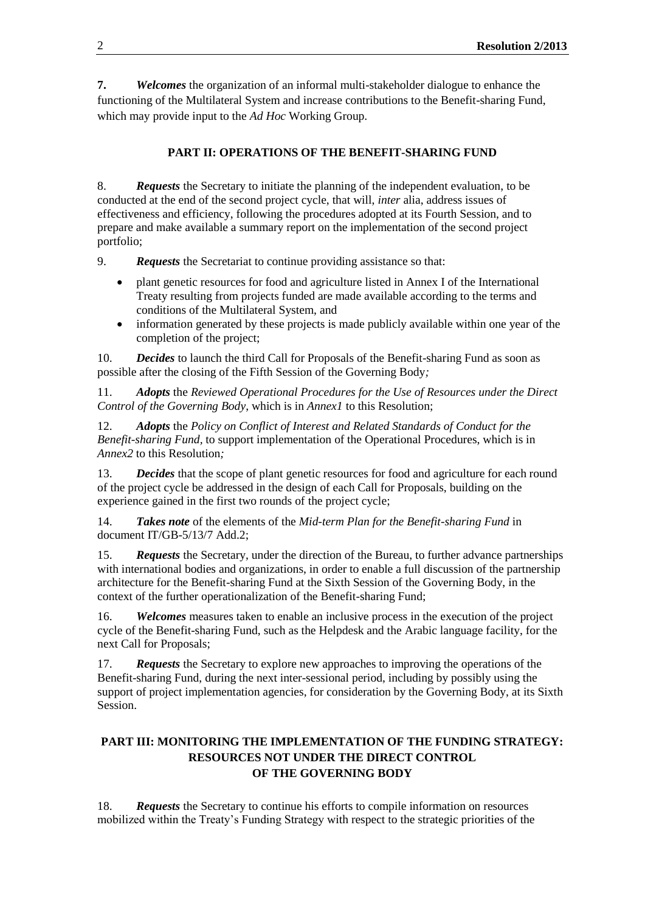**7.** ***Welcomes*** the organization of an informal multi-stakeholder dialogue to enhance the functioning of the Multilateral System and increase contributions to the Benefit-sharing Fund, which may provide input to the *Ad Hoc* Working Group.

## PART II: OPERATIONS OF THE BENEFIT-SHARING FUND

8. ***Requests*** the Secretary to initiate the planning of the independent evaluation, to be conducted at the end of the second project cycle, that will, *inter* alia, address issues of effectiveness and efficiency, following the procedures adopted at its Fourth Session, and to prepare and make available a summary report on the implementation of the second project portfolio;

9. ***Requests*** the Secretariat to continue providing assistance so that:

- plant genetic resources for food and agriculture listed in Annex I of the International Treaty resulting from projects funded are made available according to the terms and conditions of the Multilateral System, and
- information generated by these projects is made publicly available within one year of the completion of the project;

10. ***Decides*** to launch the third Call for Proposals of the Benefit-sharing Fund as soon as possible after the closing of the Fifth Session of the Governing Body*;*

11. ***Adopts*** the *Reviewed Operational Procedures for the Use of Resources under the Direct Control of the Governing Body*, which is in *Annex1* to this Resolution;

12. ***Adopts*** the *Policy on Conflict of Interest and Related Standards of Conduct for the Benefit-sharing Fund*, to support implementation of the Operational Procedures, which is in *Annex2* to this Resolution*;*

13. ***Decides*** that the scope of plant genetic resources for food and agriculture for each round of the project cycle be addressed in the design of each Call for Proposals, building on the experience gained in the first two rounds of the project cycle;

14. ***Takes note*** of the elements of the *Mid-term Plan for the Benefit-sharing Fund* in document IT/GB-5/13/7 Add.2;

15. ***Requests*** the Secretary, under the direction of the Bureau, to further advance partnerships with international bodies and organizations, in order to enable a full discussion of the partnership architecture for the Benefit-sharing Fund at the Sixth Session of the Governing Body, in the context of the further operationalization of the Benefit-sharing Fund;

16. ***Welcomes*** measures taken to enable an inclusive process in the execution of the project cycle of the Benefit-sharing Fund, such as the Helpdesk and the Arabic language facility, for the next Call for Proposals;

17. ***Requests*** the Secretary to explore new approaches to improving the operations of the Benefit-sharing Fund, during the next inter-sessional period, including by possibly using the support of project implementation agencies, for consideration by the Governing Body, at its Sixth Session.

## PART III: MONITORING THE IMPLEMENTATION OF THE FUNDING STRATEGY: RESOURCES NOT UNDER THE DIRECT CONTROL OF THE GOVERNING BODY

18. ***Requests*** the Secretary to continue his efforts to compile information on resources mobilized within the Treaty's Funding Strategy with respect to the strategic priorities of the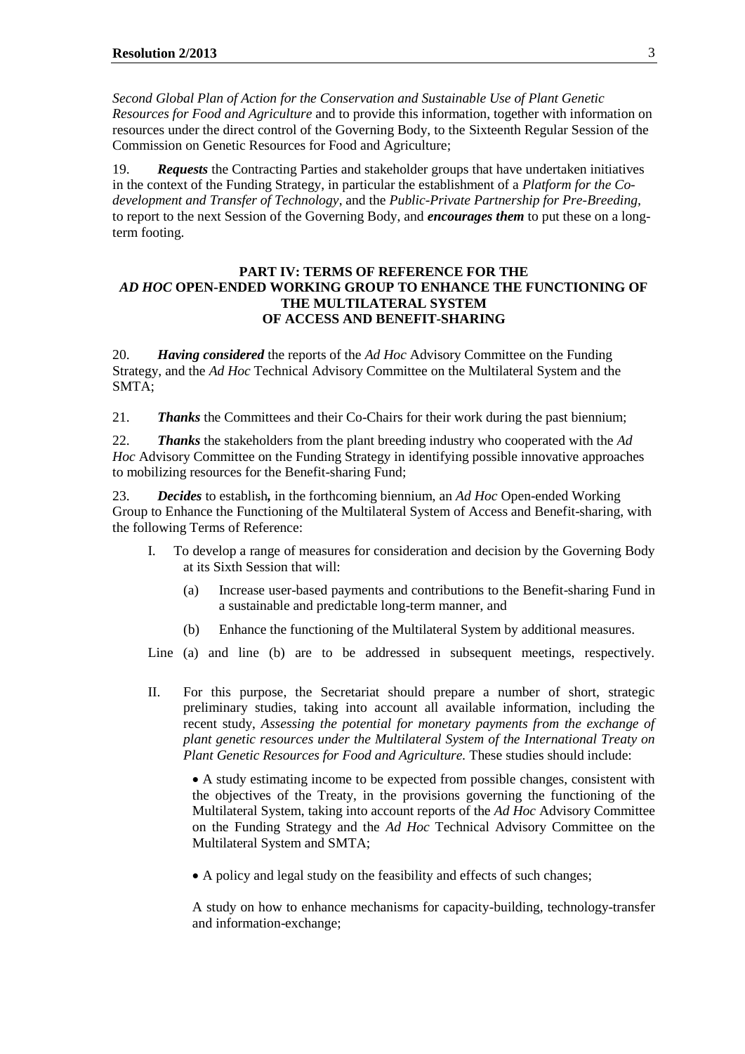*Second Global Plan of Action for the Conservation and Sustainable Use of Plant Genetic Resources for Food and Agriculture* and to provide this information, together with information on resources under the direct control of the Governing Body, to the Sixteenth Regular Session of the Commission on Genetic Resources for Food and Agriculture;

19. ***Requests*** the Contracting Parties and stakeholder groups that have undertaken initiatives in the context of the Funding Strategy, in particular the establishment of a *Platform for the Co-development and Transfer of Technology*, and the *Public-Private Partnership for Pre-Breeding*, to report to the next Session of the Governing Body, and ***encourages them*** to put these on a long-term footing.

### PART IV: TERMS OF REFERENCE FOR THE *AD HOC* OPEN-ENDED WORKING GROUP TO ENHANCE THE FUNCTIONING OF THE MULTILATERAL SYSTEM OF ACCESS AND BENEFIT-SHARING

20. ***Having considered*** the reports of the *Ad Hoc* Advisory Committee on the Funding Strategy, and the *Ad Hoc* Technical Advisory Committee on the Multilateral System and the SMTA;

21. ***Thanks*** the Committees and their Co-Chairs for their work during the past biennium;

22. ***Thanks*** the stakeholders from the plant breeding industry who cooperated with the *Ad Hoc* Advisory Committee on the Funding Strategy in identifying possible innovative approaches to mobilizing resources for the Benefit-sharing Fund;

23. ***Decides*** to establish***,*** in the forthcoming biennium, an *Ad Hoc* Open-ended Working Group to Enhance the Functioning of the Multilateral System of Access and Benefit-sharing, with the following Terms of Reference:

I. To develop a range of measures for consideration and decision by the Governing Body at its Sixth Session that will:

   (a) Increase user-based payments and contributions to the Benefit-sharing Fund in a sustainable and predictable long-term manner, and

   (b) Enhance the functioning of the Multilateral System by additional measures.

Line (a) and line (b) are to be addressed in subsequent meetings, respectively.

II. For this purpose, the Secretariat should prepare a number of short, strategic preliminary studies, taking into account all available information, including the recent study, *Assessing the potential for monetary payments from the exchange of plant genetic resources under the Multilateral System of the International Treaty on Plant Genetic Resources for Food and Agriculture.* These studies should include:

   - A study estimating income to be expected from possible changes, consistent with the objectives of the Treaty, in the provisions governing the functioning of the Multilateral System, taking into account reports of the *Ad Hoc* Advisory Committee on the Funding Strategy and the *Ad Hoc* Technical Advisory Committee on the Multilateral System and SMTA;

   - A policy and legal study on the feasibility and effects of such changes;

   A study on how to enhance mechanisms for capacity-building, technology-transfer and information-exchange;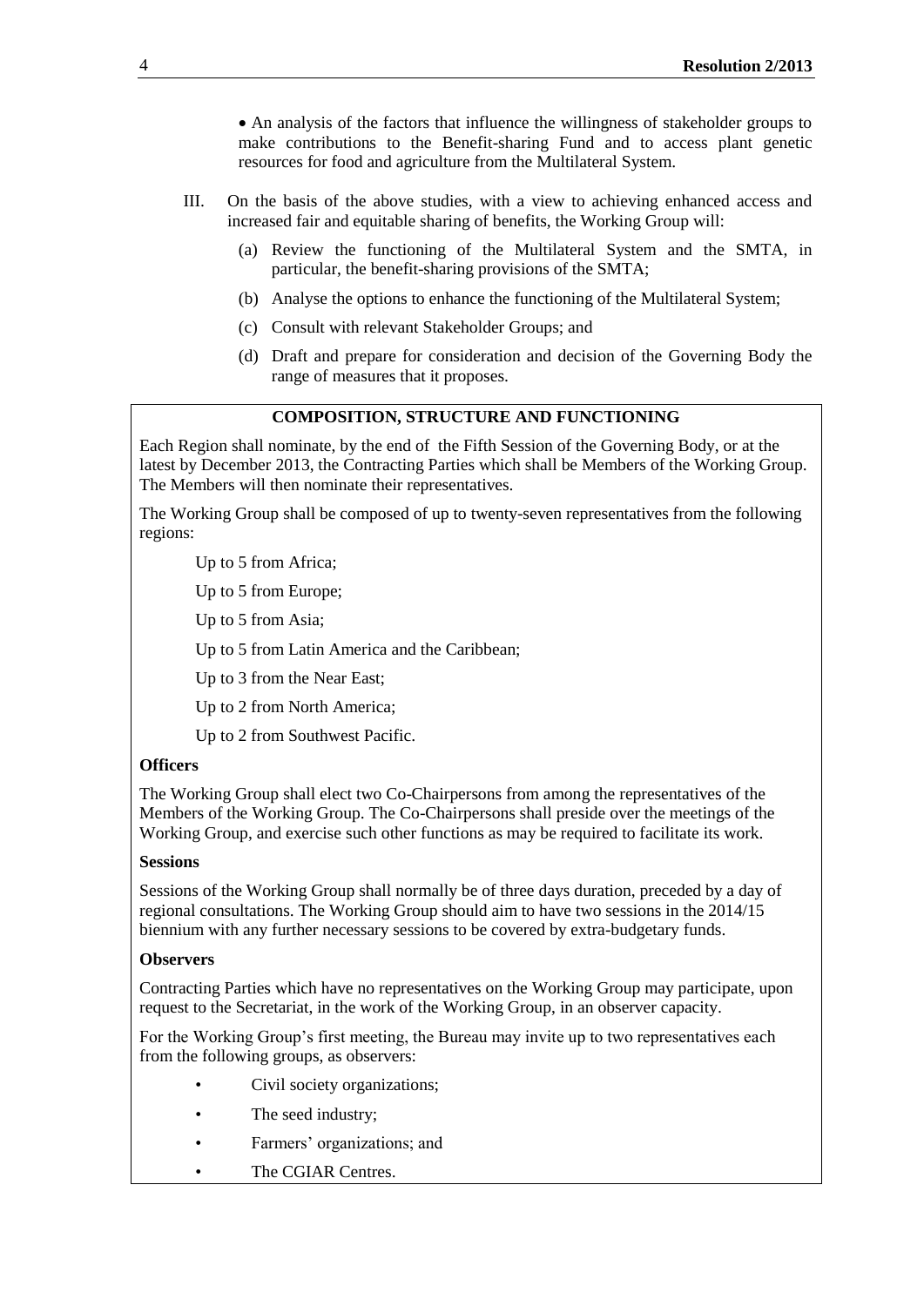- An analysis of the factors that influence the willingness of stakeholder groups to make contributions to the Benefit-sharing Fund and to access plant genetic resources for food and agriculture from the Multilateral System.

III. On the basis of the above studies, with a view to achieving enhanced access and increased fair and equitable sharing of benefits, the Working Group will:

(a) Review the functioning of the Multilateral System and the SMTA, in particular, the benefit-sharing provisions of the SMTA;

(b) Analyse the options to enhance the functioning of the Multilateral System;

(c) Consult with relevant Stakeholder Groups; and

(d) Draft and prepare for consideration and decision of the Governing Body the range of measures that it proposes.

**COMPOSITION, STRUCTURE AND FUNCTIONING**

Each Region shall nominate, by the end of the Fifth Session of the Governing Body, or at the latest by December 2013, the Contracting Parties which shall be Members of the Working Group. The Members will then nominate their representatives.

The Working Group shall be composed of up to twenty-seven representatives from the following regions:

Up to 5 from Africa;

Up to 5 from Europe;

Up to 5 from Asia;

Up to 5 from Latin America and the Caribbean;

Up to 3 from the Near East;

Up to 2 from North America;

Up to 2 from Southwest Pacific.

**Officers**

The Working Group shall elect two Co-Chairpersons from among the representatives of the Members of the Working Group. The Co-Chairpersons shall preside over the meetings of the Working Group, and exercise such other functions as may be required to facilitate its work.

**Sessions**

Sessions of the Working Group shall normally be of three days duration, preceded by a day of regional consultations. The Working Group should aim to have two sessions in the 2014/15 biennium with any further necessary sessions to be covered by extra-budgetary funds.

**Observers**

Contracting Parties which have no representatives on the Working Group may participate, upon request to the Secretariat, in the work of the Working Group, in an observer capacity.

For the Working Group's first meeting, the Bureau may invite up to two representatives each from the following groups, as observers:

- Civil society organizations;
- The seed industry;
- Farmers' organizations; and
- The CGIAR Centres.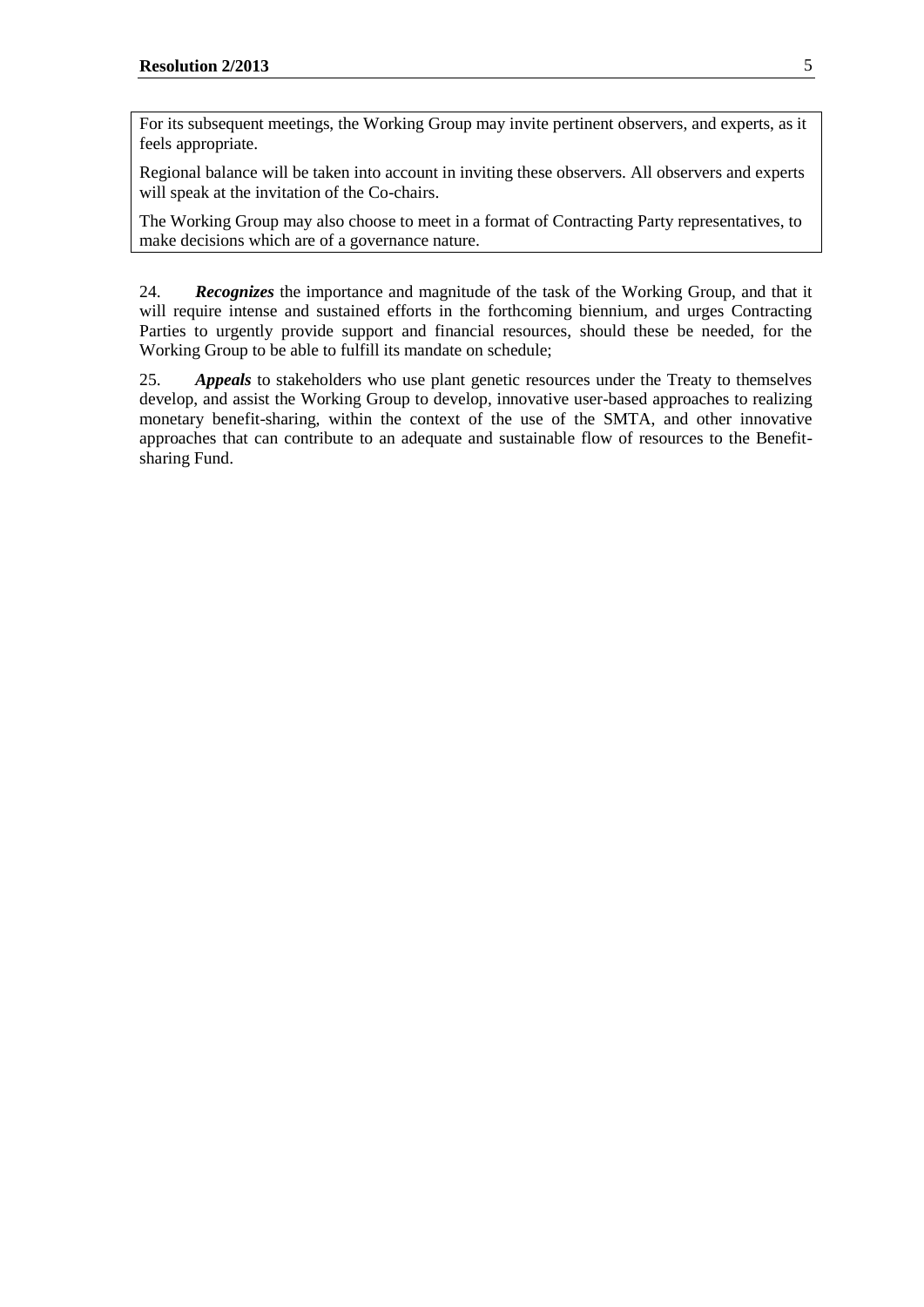For its subsequent meetings, the Working Group may invite pertinent observers, and experts, as it feels appropriate.

Regional balance will be taken into account in inviting these observers. All observers and experts will speak at the invitation of the Co-chairs.

The Working Group may also choose to meet in a format of Contracting Party representatives, to make decisions which are of a governance nature.

24. ***Recognizes*** the importance and magnitude of the task of the Working Group, and that it will require intense and sustained efforts in the forthcoming biennium, and urges Contracting Parties to urgently provide support and financial resources, should these be needed, for the Working Group to be able to fulfill its mandate on schedule;

25. ***Appeals*** to stakeholders who use plant genetic resources under the Treaty to themselves develop, and assist the Working Group to develop, innovative user-based approaches to realizing monetary benefit-sharing, within the context of the use of the SMTA, and other innovative approaches that can contribute to an adequate and sustainable flow of resources to the Benefit-sharing Fund.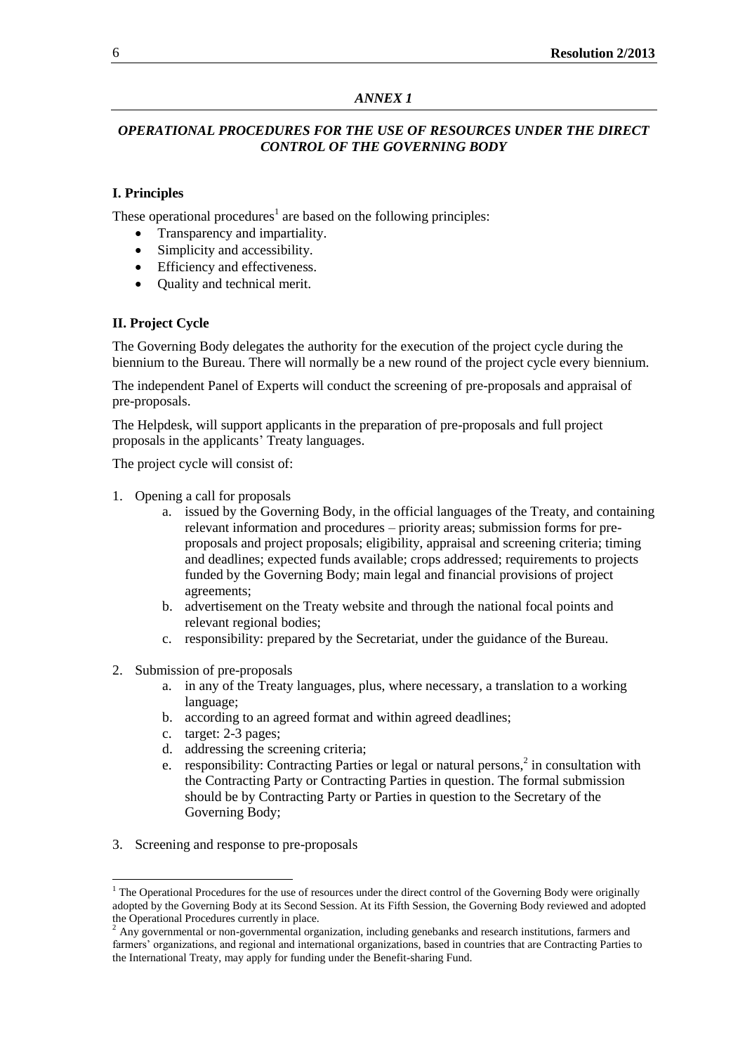*ANNEX 1*

## *OPERATIONAL PROCEDURES FOR THE USE OF RESOURCES UNDER THE DIRECT CONTROL OF THE GOVERNING BODY*

### I. Principles

These operational procedures[1] are based on the following principles:

- Transparency and impartiality.
- Simplicity and accessibility.
- Efficiency and effectiveness.
- Quality and technical merit.

### II. Project Cycle

The Governing Body delegates the authority for the execution of the project cycle during the biennium to the Bureau. There will normally be a new round of the project cycle every biennium.

The independent Panel of Experts will conduct the screening of pre-proposals and appraisal of pre-proposals.

The Helpdesk, will support applicants in the preparation of pre-proposals and full project proposals in the applicants' Treaty languages.

The project cycle will consist of:

1. Opening a call for proposals
   a. issued by the Governing Body, in the official languages of the Treaty, and containing relevant information and procedures – priority areas; submission forms for pre-proposals and project proposals; eligibility, appraisal and screening criteria; timing and deadlines; expected funds available; crops addressed; requirements to projects funded by the Governing Body; main legal and financial provisions of project agreements;
   b. advertisement on the Treaty website and through the national focal points and relevant regional bodies;
   c. responsibility: prepared by the Secretariat, under the guidance of the Bureau.

2. Submission of pre-proposals
   a. in any of the Treaty languages, plus, where necessary, a translation to a working language;
   b. according to an agreed format and within agreed deadlines;
   c. target: 2-3 pages;
   d. addressing the screening criteria;
   e. responsibility: Contracting Parties or legal or natural persons,[2] in consultation with the Contracting Party or Contracting Parties in question. The formal submission should be by Contracting Party or Parties in question to the Secretary of the Governing Body;

3. Screening and response to pre-proposals

---

[1] The Operational Procedures for the use of resources under the direct control of the Governing Body were originally adopted by the Governing Body at its Second Session. At its Fifth Session, the Governing Body reviewed and adopted the Operational Procedures currently in place.

[2] Any governmental or non-governmental organization, including genebanks and research institutions, farmers and farmers' organizations, and regional and international organizations, based in countries that are Contracting Parties to the International Treaty, may apply for funding under the Benefit-sharing Fund.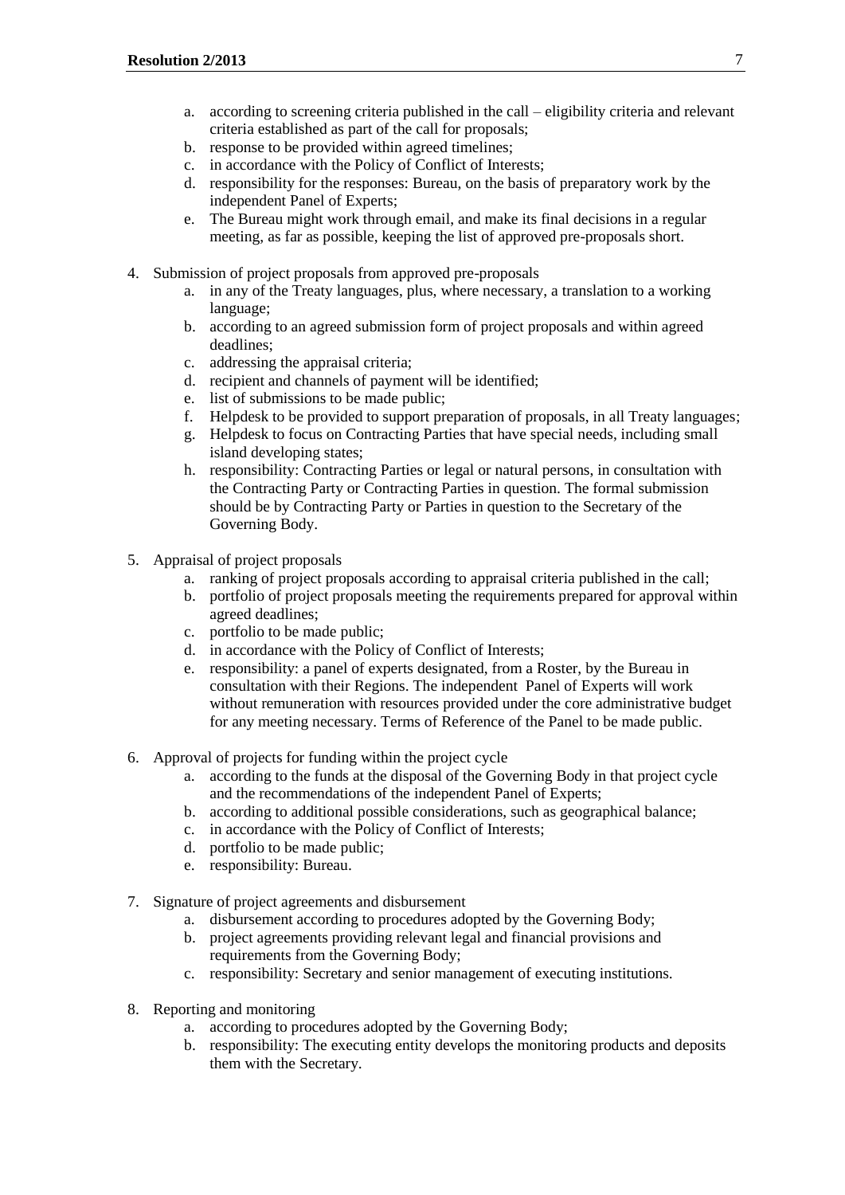a. according to screening criteria published in the call – eligibility criteria and relevant criteria established as part of the call for proposals;
   b. response to be provided within agreed timelines;
   c. in accordance with the Policy of Conflict of Interests;
   d. responsibility for the responses: Bureau, on the basis of preparatory work by the independent Panel of Experts;
   e. The Bureau might work through email, and make its final decisions in a regular meeting, as far as possible, keeping the list of approved pre-proposals short.

4. Submission of project proposals from approved pre-proposals
   a. in any of the Treaty languages, plus, where necessary, a translation to a working language;
   b. according to an agreed submission form of project proposals and within agreed deadlines;
   c. addressing the appraisal criteria;
   d. recipient and channels of payment will be identified;
   e. list of submissions to be made public;
   f. Helpdesk to be provided to support preparation of proposals, in all Treaty languages;
   g. Helpdesk to focus on Contracting Parties that have special needs, including small island developing states;
   h. responsibility: Contracting Parties or legal or natural persons, in consultation with the Contracting Party or Contracting Parties in question. The formal submission should be by Contracting Party or Parties in question to the Secretary of the Governing Body.

5. Appraisal of project proposals
   a. ranking of project proposals according to appraisal criteria published in the call;
   b. portfolio of project proposals meeting the requirements prepared for approval within agreed deadlines;
   c. portfolio to be made public;
   d. in accordance with the Policy of Conflict of Interests;
   e. responsibility: a panel of experts designated, from a Roster, by the Bureau in consultation with their Regions. The independent Panel of Experts will work without remuneration with resources provided under the core administrative budget for any meeting necessary. Terms of Reference of the Panel to be made public.

6. Approval of projects for funding within the project cycle
   a. according to the funds at the disposal of the Governing Body in that project cycle and the recommendations of the independent Panel of Experts;
   b. according to additional possible considerations, such as geographical balance;
   c. in accordance with the Policy of Conflict of Interests;
   d. portfolio to be made public;
   e. responsibility: Bureau.

7. Signature of project agreements and disbursement
   a. disbursement according to procedures adopted by the Governing Body;
   b. project agreements providing relevant legal and financial provisions and requirements from the Governing Body;
   c. responsibility: Secretary and senior management of executing institutions.

8. Reporting and monitoring
   a. according to procedures adopted by the Governing Body;
   b. responsibility: The executing entity develops the monitoring products and deposits them with the Secretary.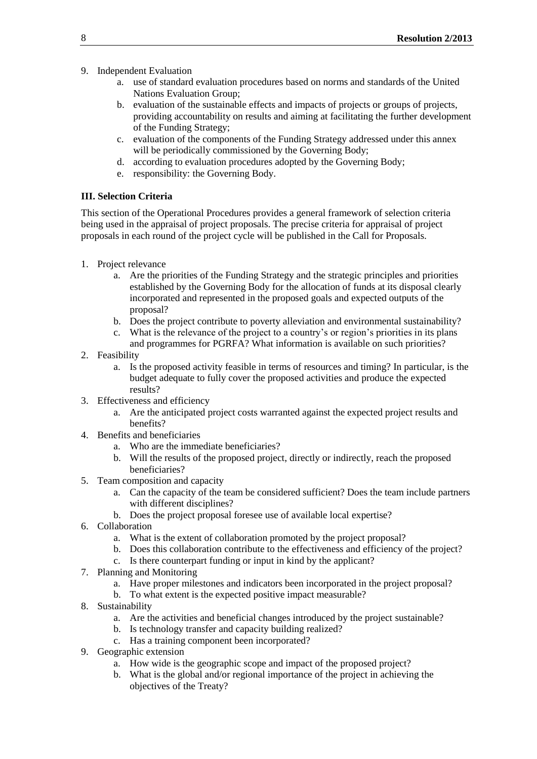9. Independent Evaluation
    a. use of standard evaluation procedures based on norms and standards of the United Nations Evaluation Group;
    b. evaluation of the sustainable effects and impacts of projects or groups of projects, providing accountability on results and aiming at facilitating the further development of the Funding Strategy;
    c. evaluation of the components of the Funding Strategy addressed under this annex will be periodically commissioned by the Governing Body;
    d. according to evaluation procedures adopted by the Governing Body;
    e. responsibility: the Governing Body.

**III. Selection Criteria**

This section of the Operational Procedures provides a general framework of selection criteria being used in the appraisal of project proposals. The precise criteria for appraisal of project proposals in each round of the project cycle will be published in the Call for Proposals.

1. Project relevance
    a. Are the priorities of the Funding Strategy and the strategic principles and priorities established by the Governing Body for the allocation of funds at its disposal clearly incorporated and represented in the proposed goals and expected outputs of the proposal?
    b. Does the project contribute to poverty alleviation and environmental sustainability?
    c. What is the relevance of the project to a country's or region's priorities in its plans and programmes for PGRFA? What information is available on such priorities?
2. Feasibility
    a. Is the proposed activity feasible in terms of resources and timing? In particular, is the budget adequate to fully cover the proposed activities and produce the expected results?
3. Effectiveness and efficiency
    a. Are the anticipated project costs warranted against the expected project results and benefits?
4. Benefits and beneficiaries
    a. Who are the immediate beneficiaries?
    b. Will the results of the proposed project, directly or indirectly, reach the proposed beneficiaries?
5. Team composition and capacity
    a. Can the capacity of the team be considered sufficient? Does the team include partners with different disciplines?
    b. Does the project proposal foresee use of available local expertise?
6. Collaboration
    a. What is the extent of collaboration promoted by the project proposal?
    b. Does this collaboration contribute to the effectiveness and efficiency of the project?
    c. Is there counterpart funding or input in kind by the applicant?
7. Planning and Monitoring
    a. Have proper milestones and indicators been incorporated in the project proposal?
    b. To what extent is the expected positive impact measurable?
8. Sustainability
    a. Are the activities and beneficial changes introduced by the project sustainable?
    b. Is technology transfer and capacity building realized?
    c. Has a training component been incorporated?
9. Geographic extension
    a. How wide is the geographic scope and impact of the proposed project?
    b. What is the global and/or regional importance of the project in achieving the objectives of the Treaty?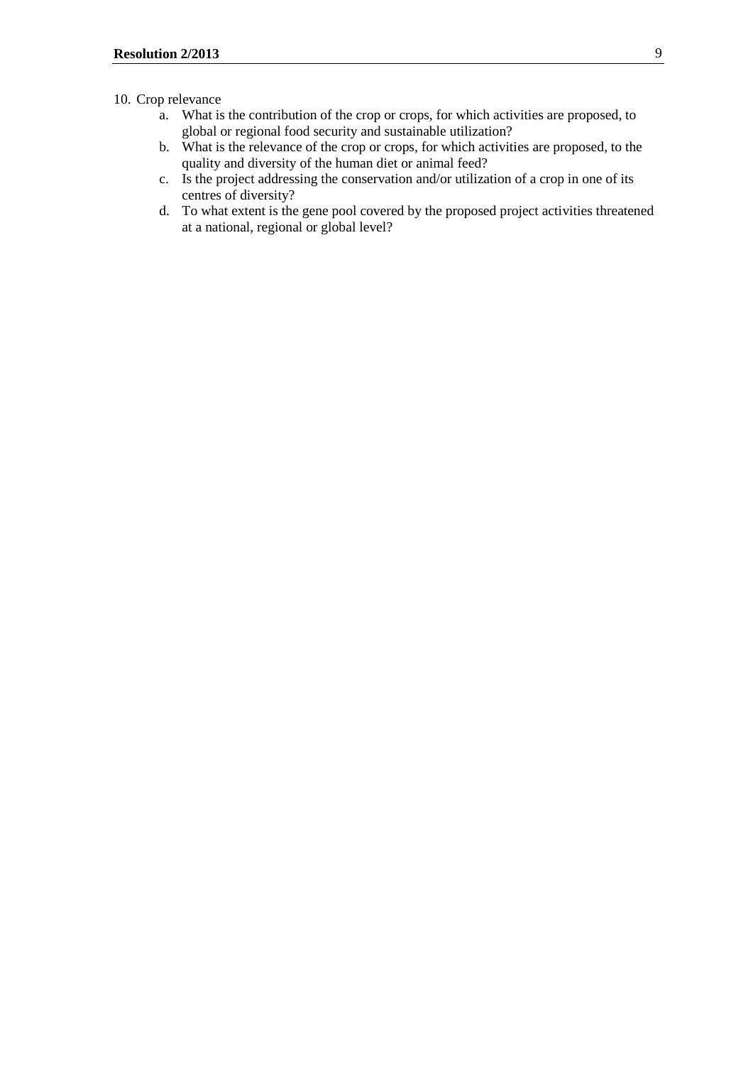10. Crop relevance
    a. What is the contribution of the crop or crops, for which activities are proposed, to global or regional food security and sustainable utilization?
    b. What is the relevance of the crop or crops, for which activities are proposed, to the quality and diversity of the human diet or animal feed?
    c. Is the project addressing the conservation and/or utilization of a crop in one of its centres of diversity?
    d. To what extent is the gene pool covered by the proposed project activities threatened at a national, regional or global level?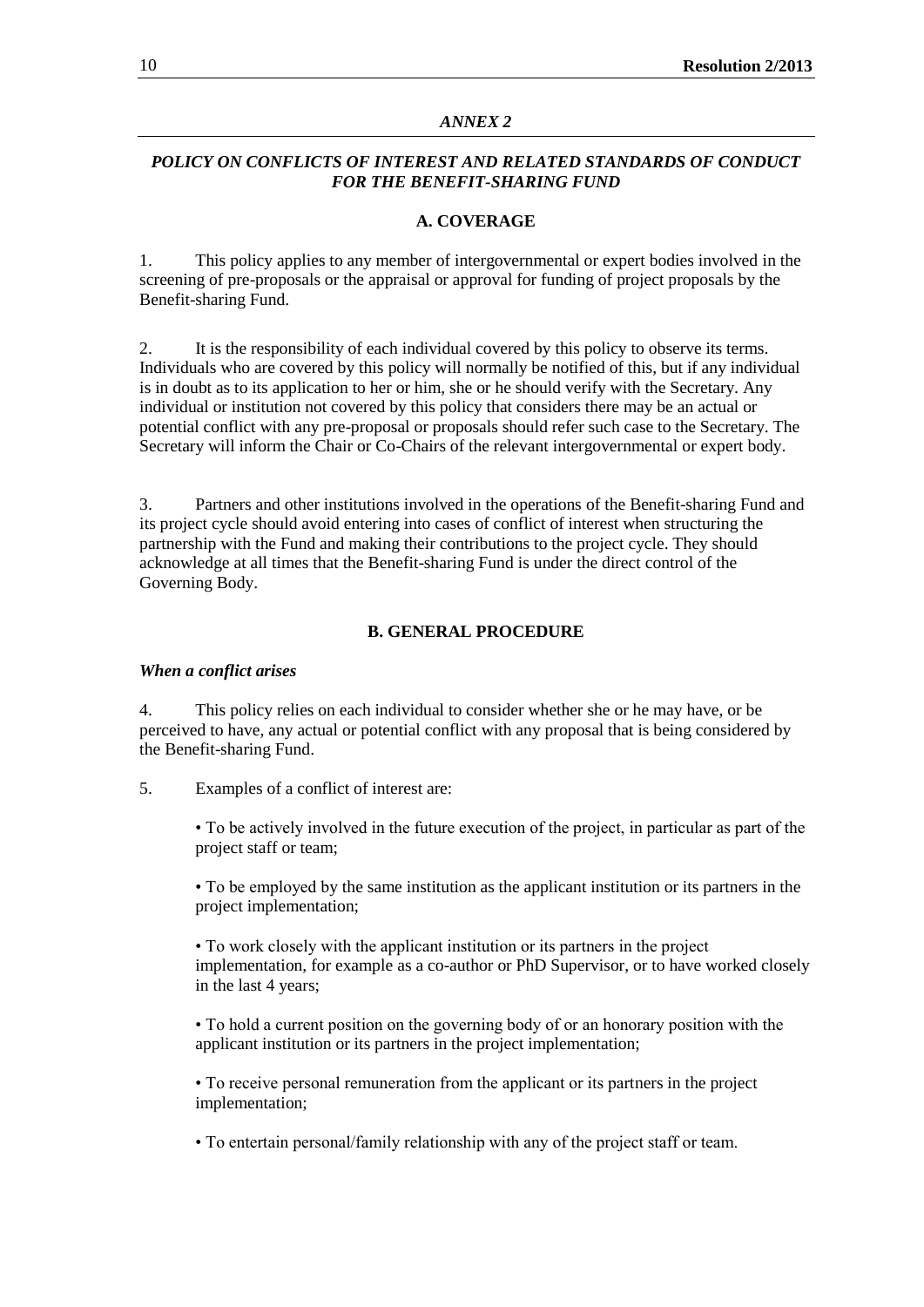*ANNEX 2*

## *POLICY ON CONFLICTS OF INTEREST AND RELATED STANDARDS OF CONDUCT FOR THE BENEFIT-SHARING FUND*

### A. COVERAGE

1. This policy applies to any member of intergovernmental or expert bodies involved in the screening of pre-proposals or the appraisal or approval for funding of project proposals by the Benefit-sharing Fund.

2. It is the responsibility of each individual covered by this policy to observe its terms. Individuals who are covered by this policy will normally be notified of this, but if any individual is in doubt as to its application to her or him, she or he should verify with the Secretary. Any individual or institution not covered by this policy that considers there may be an actual or potential conflict with any pre-proposal or proposals should refer such case to the Secretary. The Secretary will inform the Chair or Co-Chairs of the relevant intergovernmental or expert body.

3. Partners and other institutions involved in the operations of the Benefit-sharing Fund and its project cycle should avoid entering into cases of conflict of interest when structuring the partnership with the Fund and making their contributions to the project cycle. They should acknowledge at all times that the Benefit-sharing Fund is under the direct control of the Governing Body.

### B. GENERAL PROCEDURE

***When a conflict arises***

4. This policy relies on each individual to consider whether she or he may have, or be perceived to have, any actual or potential conflict with any proposal that is being considered by the Benefit-sharing Fund.

5. Examples of a conflict of interest are:

- To be actively involved in the future execution of the project, in particular as part of the project staff or team;
- To be employed by the same institution as the applicant institution or its partners in the project implementation;
- To work closely with the applicant institution or its partners in the project implementation, for example as a co-author or PhD Supervisor, or to have worked closely in the last 4 years;
- To hold a current position on the governing body of or an honorary position with the applicant institution or its partners in the project implementation;
- To receive personal remuneration from the applicant or its partners in the project implementation;
- To entertain personal/family relationship with any of the project staff or team.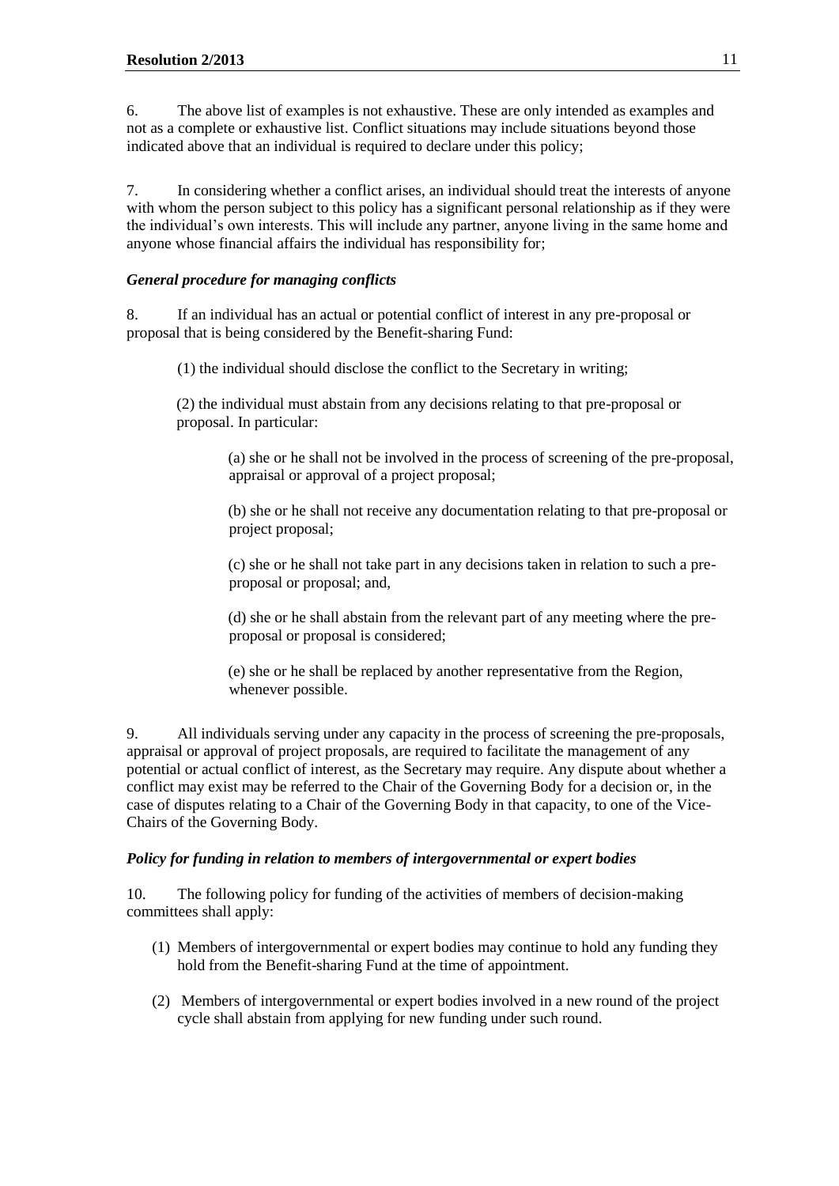6. The above list of examples is not exhaustive. These are only intended as examples and not as a complete or exhaustive list. Conflict situations may include situations beyond those indicated above that an individual is required to declare under this policy;

7. In considering whether a conflict arises, an individual should treat the interests of anyone with whom the person subject to this policy has a significant personal relationship as if they were the individual's own interests. This will include any partner, anyone living in the same home and anyone whose financial affairs the individual has responsibility for;

### *General procedure for managing conflicts*

8. If an individual has an actual or potential conflict of interest in any pre-proposal or proposal that is being considered by the Benefit-sharing Fund:

(1) the individual should disclose the conflict to the Secretary in writing;

(2) the individual must abstain from any decisions relating to that pre-proposal or proposal. In particular:

(a) she or he shall not be involved in the process of screening of the pre-proposal, appraisal or approval of a project proposal;

(b) she or he shall not receive any documentation relating to that pre-proposal or project proposal;

(c) she or he shall not take part in any decisions taken in relation to such a pre-proposal or proposal; and,

(d) she or he shall abstain from the relevant part of any meeting where the pre-proposal or proposal is considered;

(e) she or he shall be replaced by another representative from the Region, whenever possible.

9. All individuals serving under any capacity in the process of screening the pre-proposals, appraisal or approval of project proposals, are required to facilitate the management of any potential or actual conflict of interest, as the Secretary may require. Any dispute about whether a conflict may exist may be referred to the Chair of the Governing Body for a decision or, in the case of disputes relating to a Chair of the Governing Body in that capacity, to one of the Vice-Chairs of the Governing Body.

### *Policy for funding in relation to members of intergovernmental or expert bodies*

10. The following policy for funding of the activities of members of decision-making committees shall apply:

(1) Members of intergovernmental or expert bodies may continue to hold any funding they hold from the Benefit-sharing Fund at the time of appointment.

(2) Members of intergovernmental or expert bodies involved in a new round of the project cycle shall abstain from applying for new funding under such round.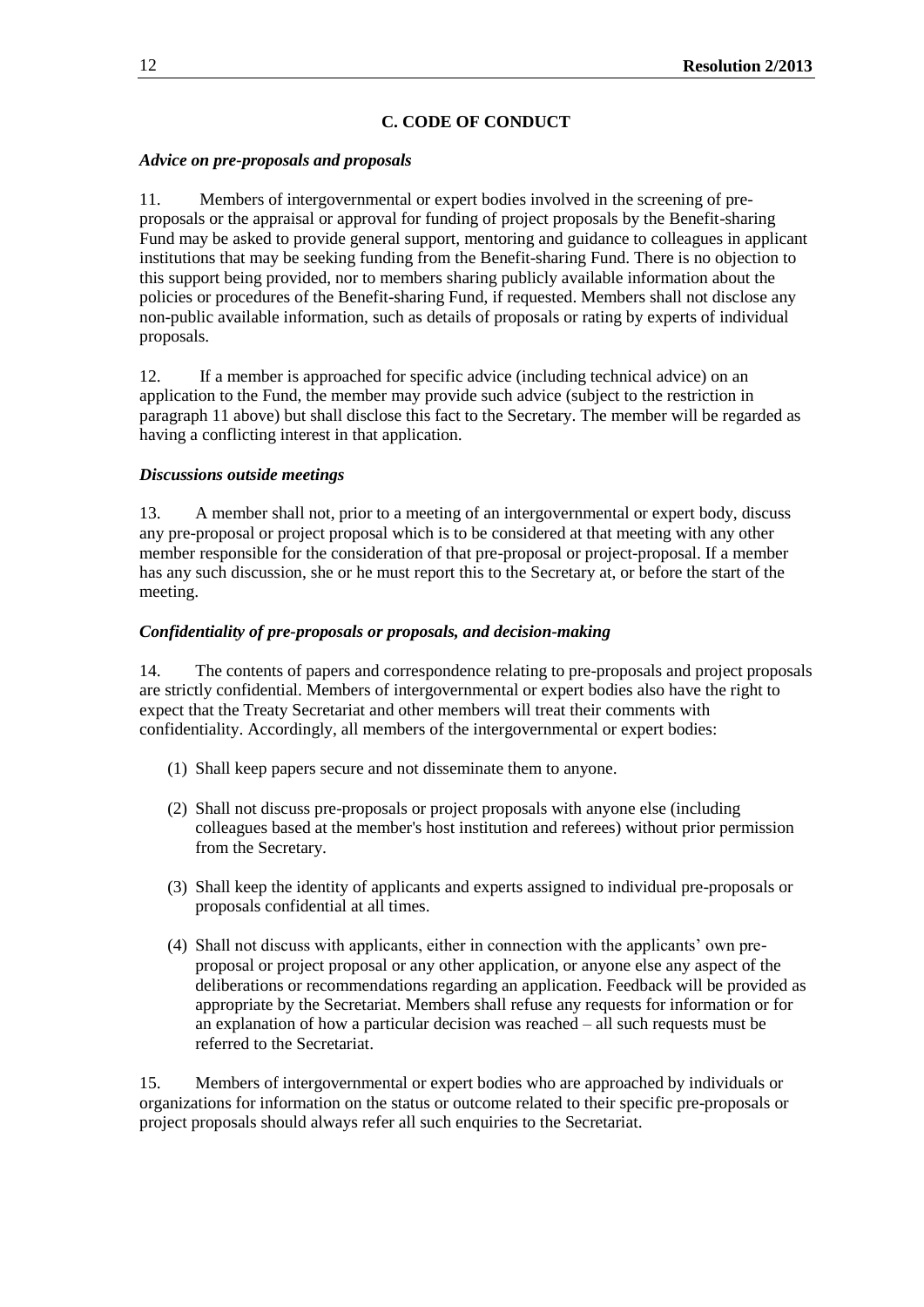## C. CODE OF CONDUCT

### *Advice on pre-proposals and proposals*

11. Members of intergovernmental or expert bodies involved in the screening of pre-proposals or the appraisal or approval for funding of project proposals by the Benefit-sharing Fund may be asked to provide general support, mentoring and guidance to colleagues in applicant institutions that may be seeking funding from the Benefit-sharing Fund. There is no objection to this support being provided, nor to members sharing publicly available information about the policies or procedures of the Benefit-sharing Fund, if requested. Members shall not disclose any non-public available information, such as details of proposals or rating by experts of individual proposals.

12. If a member is approached for specific advice (including technical advice) on an application to the Fund, the member may provide such advice (subject to the restriction in paragraph 11 above) but shall disclose this fact to the Secretary. The member will be regarded as having a conflicting interest in that application.

### *Discussions outside meetings*

13. A member shall not, prior to a meeting of an intergovernmental or expert body, discuss any pre-proposal or project proposal which is to be considered at that meeting with any other member responsible for the consideration of that pre-proposal or project-proposal. If a member has any such discussion, she or he must report this to the Secretary at, or before the start of the meeting.

### *Confidentiality of pre-proposals or proposals, and decision-making*

14. The contents of papers and correspondence relating to pre-proposals and project proposals are strictly confidential. Members of intergovernmental or expert bodies also have the right to expect that the Treaty Secretariat and other members will treat their comments with confidentiality. Accordingly, all members of the intergovernmental or expert bodies:

(1) Shall keep papers secure and not disseminate them to anyone.

(2) Shall not discuss pre-proposals or project proposals with anyone else (including colleagues based at the member's host institution and referees) without prior permission from the Secretary.

(3) Shall keep the identity of applicants and experts assigned to individual pre-proposals or proposals confidential at all times.

(4) Shall not discuss with applicants, either in connection with the applicants' own pre-proposal or project proposal or any other application, or anyone else any aspect of the deliberations or recommendations regarding an application. Feedback will be provided as appropriate by the Secretariat. Members shall refuse any requests for information or for an explanation of how a particular decision was reached – all such requests must be referred to the Secretariat.

15. Members of intergovernmental or expert bodies who are approached by individuals or organizations for information on the status or outcome related to their specific pre-proposals or project proposals should always refer all such enquiries to the Secretariat.